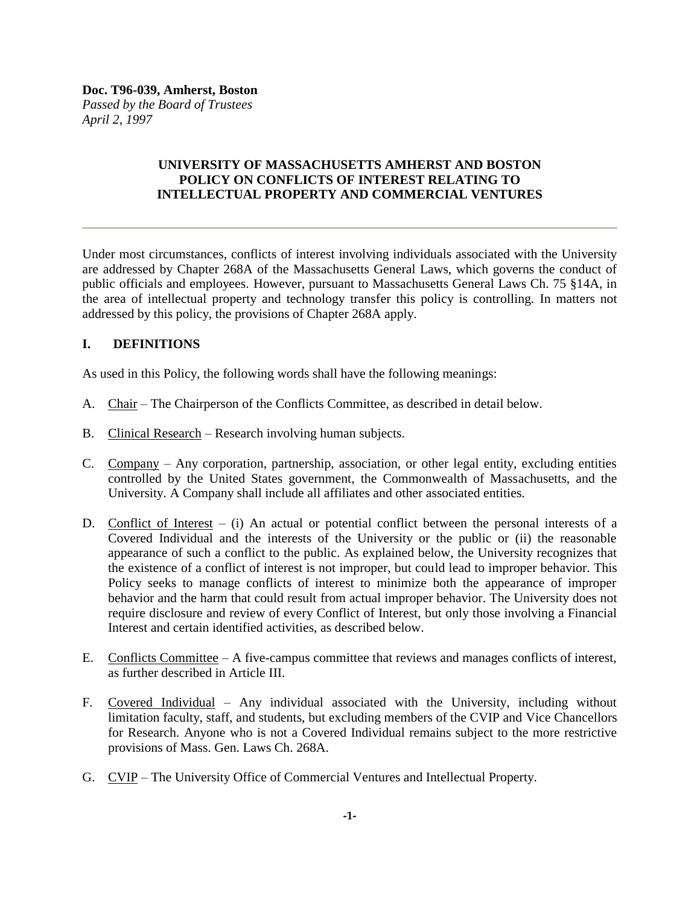**Doc. T96-039, Amherst, Boston**
*Passed by the Board of Trustees*
*April 2, 1997*

# UNIVERSITY OF MASSACHUSETTS AMHERST AND BOSTON POLICY ON CONFLICTS OF INTEREST RELATING TO INTELLECTUAL PROPERTY AND COMMERCIAL VENTURES

---

Under most circumstances, conflicts of interest involving individuals associated with the University are addressed by Chapter 268A of the Massachusetts General Laws, which governs the conduct of public officials and employees. However, pursuant to Massachusetts General Laws Ch. 75 §14A, in the area of intellectual property and technology transfer this policy is controlling. In matters not addressed by this policy, the provisions of Chapter 268A apply.

## I. DEFINITIONS

As used in this Policy, the following words shall have the following meanings:

A. <u>Chair</u> – The Chairperson of the Conflicts Committee, as described in detail below.

B. <u>Clinical Research</u> – Research involving human subjects.

C. <u>Company</u> – Any corporation, partnership, association, or other legal entity, excluding entities controlled by the United States government, the Commonwealth of Massachusetts, and the University. A Company shall include all affiliates and other associated entities.

D. <u>Conflict of Interest</u> – (i) An actual or potential conflict between the personal interests of a Covered Individual and the interests of the University or the public or (ii) the reasonable appearance of such a conflict to the public. As explained below, the University recognizes that the existence of a conflict of interest is not improper, but could lead to improper behavior. This Policy seeks to manage conflicts of interest to minimize both the appearance of improper behavior and the harm that could result from actual improper behavior. The University does not require disclosure and review of every Conflict of Interest, but only those involving a Financial Interest and certain identified activities, as described below.

E. <u>Conflicts Committee</u> – A five-campus committee that reviews and manages conflicts of interest, as further described in Article III.

F. <u>Covered Individual</u> – Any individual associated with the University, including without limitation faculty, staff, and students, but excluding members of the CVIP and Vice Chancellors for Research. Anyone who is not a Covered Individual remains subject to the more restrictive provisions of Mass. Gen. Laws Ch. 268A.

G. <u>CVIP</u> – The University Office of Commercial Ventures and Intellectual Property.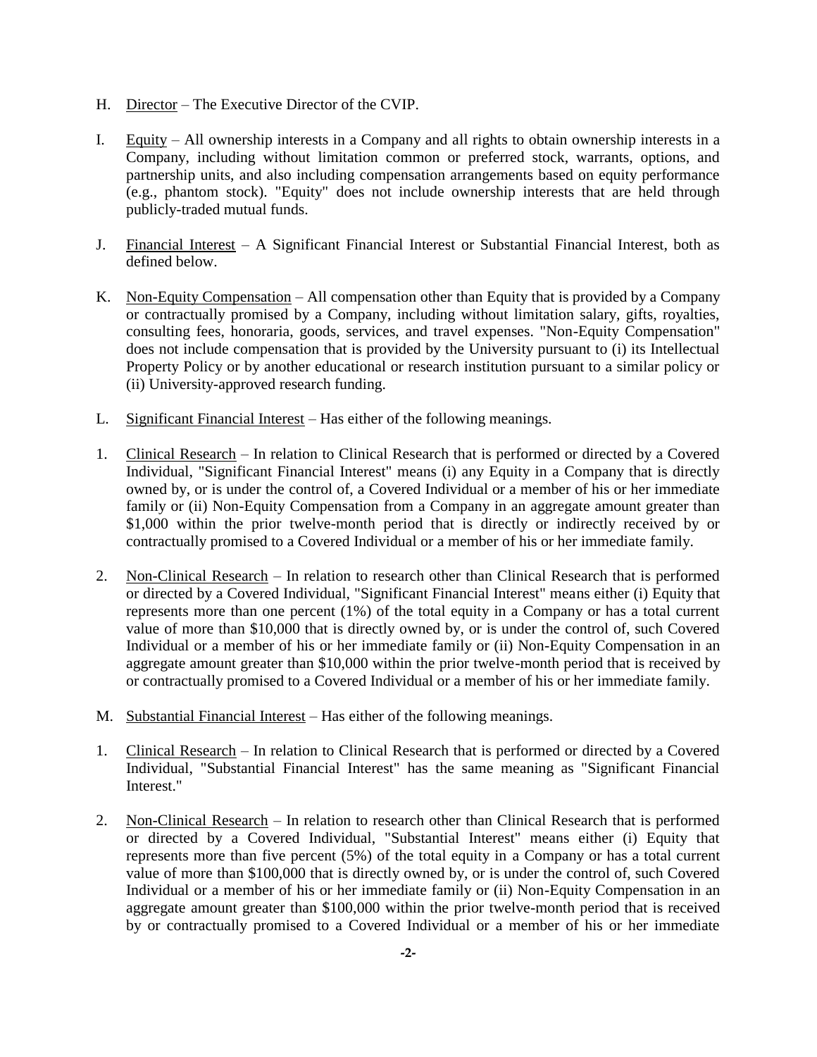H. Director – The Executive Director of the CVIP.

I. Equity – All ownership interests in a Company and all rights to obtain ownership interests in a Company, including without limitation common or preferred stock, warrants, options, and partnership units, and also including compensation arrangements based on equity performance (e.g., phantom stock). "Equity" does not include ownership interests that are held through publicly-traded mutual funds.

J. Financial Interest – A Significant Financial Interest or Substantial Financial Interest, both as defined below.

K. Non-Equity Compensation – All compensation other than Equity that is provided by a Company or contractually promised by a Company, including without limitation salary, gifts, royalties, consulting fees, honoraria, goods, services, and travel expenses. "Non-Equity Compensation" does not include compensation that is provided by the University pursuant to (i) its Intellectual Property Policy or by another educational or research institution pursuant to a similar policy or (ii) University-approved research funding.

L. Significant Financial Interest – Has either of the following meanings.

1. Clinical Research – In relation to Clinical Research that is performed or directed by a Covered Individual, "Significant Financial Interest" means (i) any Equity in a Company that is directly owned by, or is under the control of, a Covered Individual or a member of his or her immediate family or (ii) Non-Equity Compensation from a Company in an aggregate amount greater than $1,000 within the prior twelve-month period that is directly or indirectly received by or contractually promised to a Covered Individual or a member of his or her immediate family.

2. Non-Clinical Research – In relation to research other than Clinical Research that is performed or directed by a Covered Individual, "Significant Financial Interest" means either (i) Equity that represents more than one percent (1%) of the total equity in a Company or has a total current value of more than $10,000 that is directly owned by, or is under the control of, such Covered Individual or a member of his or her immediate family or (ii) Non-Equity Compensation in an aggregate amount greater than $10,000 within the prior twelve-month period that is received by or contractually promised to a Covered Individual or a member of his or her immediate family.

M. Substantial Financial Interest – Has either of the following meanings.

1. Clinical Research – In relation to Clinical Research that is performed or directed by a Covered Individual, "Substantial Financial Interest" has the same meaning as "Significant Financial Interest."

2. Non-Clinical Research – In relation to research other than Clinical Research that is performed or directed by a Covered Individual, "Substantial Interest" means either (i) Equity that represents more than five percent (5%) of the total equity in a Company or has a total current value of more than $100,000 that is directly owned by, or is under the control of, such Covered Individual or a member of his or her immediate family or (ii) Non-Equity Compensation in an aggregate amount greater than $100,000 within the prior twelve-month period that is received by or contractually promised to a Covered Individual or a member of his or her immediate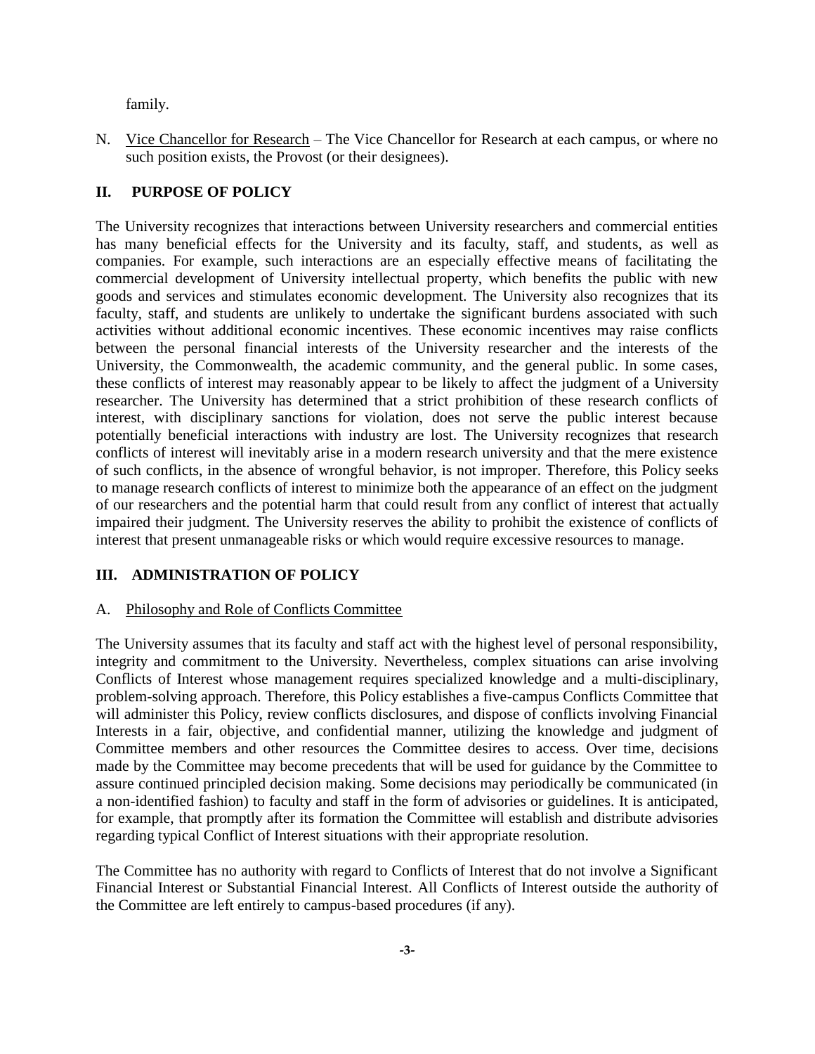family.

N. Vice Chancellor for Research – The Vice Chancellor for Research at each campus, or where no such position exists, the Provost (or their designees).

## II. PURPOSE OF POLICY

The University recognizes that interactions between University researchers and commercial entities has many beneficial effects for the University and its faculty, staff, and students, as well as companies. For example, such interactions are an especially effective means of facilitating the commercial development of University intellectual property, which benefits the public with new goods and services and stimulates economic development. The University also recognizes that its faculty, staff, and students are unlikely to undertake the significant burdens associated with such activities without additional economic incentives. These economic incentives may raise conflicts between the personal financial interests of the University researcher and the interests of the University, the Commonwealth, the academic community, and the general public. In some cases, these conflicts of interest may reasonably appear to be likely to affect the judgment of a University researcher. The University has determined that a strict prohibition of these research conflicts of interest, with disciplinary sanctions for violation, does not serve the public interest because potentially beneficial interactions with industry are lost. The University recognizes that research conflicts of interest will inevitably arise in a modern research university and that the mere existence of such conflicts, in the absence of wrongful behavior, is not improper. Therefore, this Policy seeks to manage research conflicts of interest to minimize both the appearance of an effect on the judgment of our researchers and the potential harm that could result from any conflict of interest that actually impaired their judgment. The University reserves the ability to prohibit the existence of conflicts of interest that present unmanageable risks or which would require excessive resources to manage.

## III. ADMINISTRATION OF POLICY

### A. Philosophy and Role of Conflicts Committee

The University assumes that its faculty and staff act with the highest level of personal responsibility, integrity and commitment to the University. Nevertheless, complex situations can arise involving Conflicts of Interest whose management requires specialized knowledge and a multi-disciplinary, problem-solving approach. Therefore, this Policy establishes a five-campus Conflicts Committee that will administer this Policy, review conflicts disclosures, and dispose of conflicts involving Financial Interests in a fair, objective, and confidential manner, utilizing the knowledge and judgment of Committee members and other resources the Committee desires to access. Over time, decisions made by the Committee may become precedents that will be used for guidance by the Committee to assure continued principled decision making. Some decisions may periodically be communicated (in a non-identified fashion) to faculty and staff in the form of advisories or guidelines. It is anticipated, for example, that promptly after its formation the Committee will establish and distribute advisories regarding typical Conflict of Interest situations with their appropriate resolution.

The Committee has no authority with regard to Conflicts of Interest that do not involve a Significant Financial Interest or Substantial Financial Interest. All Conflicts of Interest outside the authority of the Committee are left entirely to campus-based procedures (if any).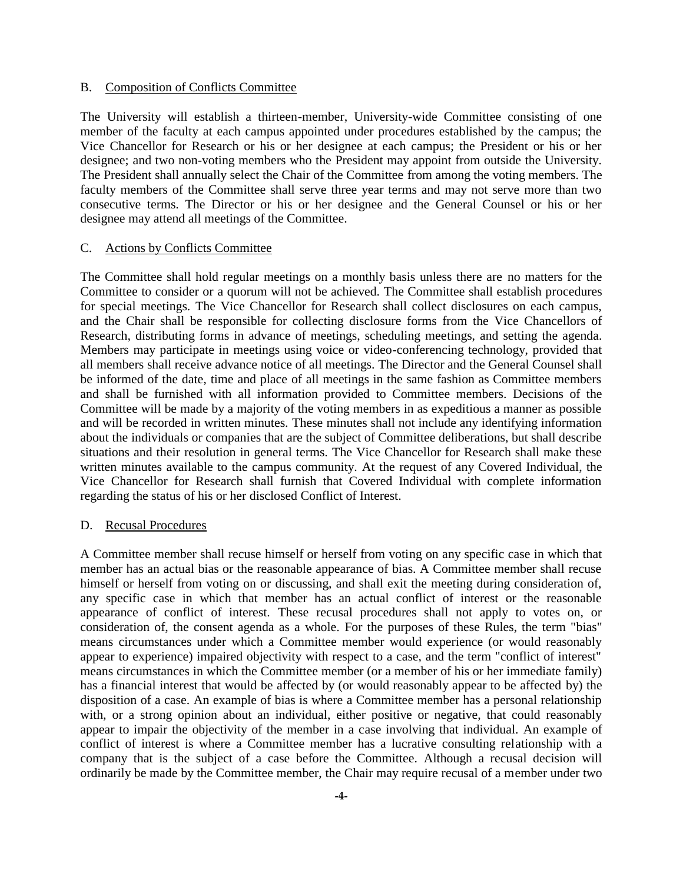## B. Composition of Conflicts Committee

The University will establish a thirteen-member, University-wide Committee consisting of one member of the faculty at each campus appointed under procedures established by the campus; the Vice Chancellor for Research or his or her designee at each campus; the President or his or her designee; and two non-voting members who the President may appoint from outside the University. The President shall annually select the Chair of the Committee from among the voting members. The faculty members of the Committee shall serve three year terms and may not serve more than two consecutive terms. The Director or his or her designee and the General Counsel or his or her designee may attend all meetings of the Committee.

## C. Actions by Conflicts Committee

The Committee shall hold regular meetings on a monthly basis unless there are no matters for the Committee to consider or a quorum will not be achieved. The Committee shall establish procedures for special meetings. The Vice Chancellor for Research shall collect disclosures on each campus, and the Chair shall be responsible for collecting disclosure forms from the Vice Chancellors of Research, distributing forms in advance of meetings, scheduling meetings, and setting the agenda. Members may participate in meetings using voice or video-conferencing technology, provided that all members shall receive advance notice of all meetings. The Director and the General Counsel shall be informed of the date, time and place of all meetings in the same fashion as Committee members and shall be furnished with all information provided to Committee members. Decisions of the Committee will be made by a majority of the voting members in as expeditious a manner as possible and will be recorded in written minutes. These minutes shall not include any identifying information about the individuals or companies that are the subject of Committee deliberations, but shall describe situations and their resolution in general terms. The Vice Chancellor for Research shall make these written minutes available to the campus community. At the request of any Covered Individual, the Vice Chancellor for Research shall furnish that Covered Individual with complete information regarding the status of his or her disclosed Conflict of Interest.

## D. Recusal Procedures

A Committee member shall recuse himself or herself from voting on any specific case in which that member has an actual bias or the reasonable appearance of bias. A Committee member shall recuse himself or herself from voting on or discussing, and shall exit the meeting during consideration of, any specific case in which that member has an actual conflict of interest or the reasonable appearance of conflict of interest. These recusal procedures shall not apply to votes on, or consideration of, the consent agenda as a whole. For the purposes of these Rules, the term "bias" means circumstances under which a Committee member would experience (or would reasonably appear to experience) impaired objectivity with respect to a case, and the term "conflict of interest" means circumstances in which the Committee member (or a member of his or her immediate family) has a financial interest that would be affected by (or would reasonably appear to be affected by) the disposition of a case. An example of bias is where a Committee member has a personal relationship with, or a strong opinion about an individual, either positive or negative, that could reasonably appear to impair the objectivity of the member in a case involving that individual. An example of conflict of interest is where a Committee member has a lucrative consulting relationship with a company that is the subject of a case before the Committee. Although a recusal decision will ordinarily be made by the Committee member, the Chair may require recusal of a member under two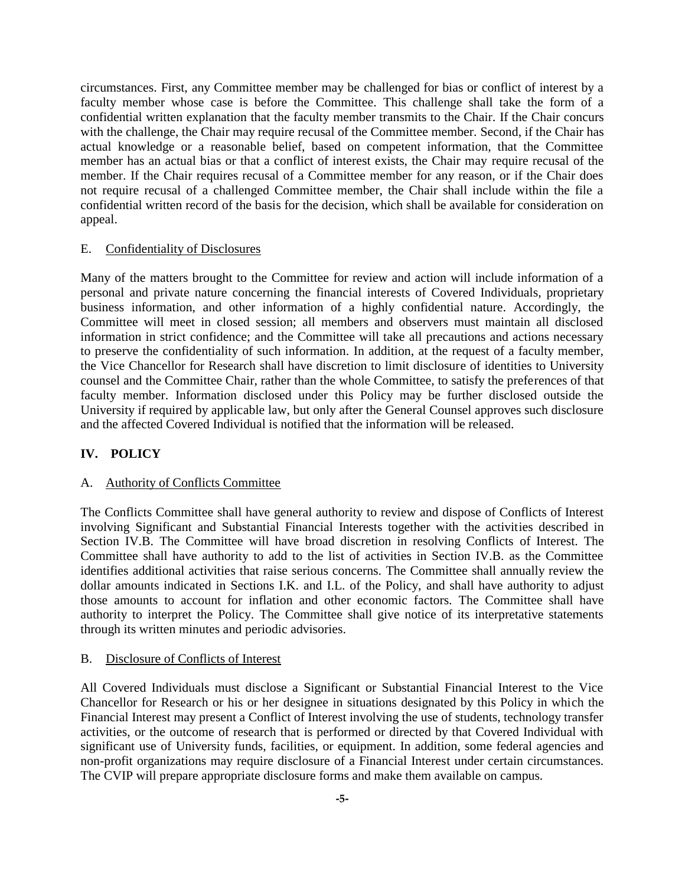circumstances. First, any Committee member may be challenged for bias or conflict of interest by a faculty member whose case is before the Committee. This challenge shall take the form of a confidential written explanation that the faculty member transmits to the Chair. If the Chair concurs with the challenge, the Chair may require recusal of the Committee member. Second, if the Chair has actual knowledge or a reasonable belief, based on competent information, that the Committee member has an actual bias or that a conflict of interest exists, the Chair may require recusal of the member. If the Chair requires recusal of a Committee member for any reason, or if the Chair does not require recusal of a challenged Committee member, the Chair shall include within the file a confidential written record of the basis for the decision, which shall be available for consideration on appeal.

E. Confidentiality of Disclosures

Many of the matters brought to the Committee for review and action will include information of a personal and private nature concerning the financial interests of Covered Individuals, proprietary business information, and other information of a highly confidential nature. Accordingly, the Committee will meet in closed session; all members and observers must maintain all disclosed information in strict confidence; and the Committee will take all precautions and actions necessary to preserve the confidentiality of such information. In addition, at the request of a faculty member, the Vice Chancellor for Research shall have discretion to limit disclosure of identities to University counsel and the Committee Chair, rather than the whole Committee, to satisfy the preferences of that faculty member. Information disclosed under this Policy may be further disclosed outside the University if required by applicable law, but only after the General Counsel approves such disclosure and the affected Covered Individual is notified that the information will be released.

## IV. POLICY

A. Authority of Conflicts Committee

The Conflicts Committee shall have general authority to review and dispose of Conflicts of Interest involving Significant and Substantial Financial Interests together with the activities described in Section IV.B. The Committee will have broad discretion in resolving Conflicts of Interest. The Committee shall have authority to add to the list of activities in Section IV.B. as the Committee identifies additional activities that raise serious concerns. The Committee shall annually review the dollar amounts indicated in Sections I.K. and I.L. of the Policy, and shall have authority to adjust those amounts to account for inflation and other economic factors. The Committee shall have authority to interpret the Policy. The Committee shall give notice of its interpretative statements through its written minutes and periodic advisories.

B. Disclosure of Conflicts of Interest

All Covered Individuals must disclose a Significant or Substantial Financial Interest to the Vice Chancellor for Research or his or her designee in situations designated by this Policy in which the Financial Interest may present a Conflict of Interest involving the use of students, technology transfer activities, or the outcome of research that is performed or directed by that Covered Individual with significant use of University funds, facilities, or equipment. In addition, some federal agencies and non-profit organizations may require disclosure of a Financial Interest under certain circumstances. The CVIP will prepare appropriate disclosure forms and make them available on campus.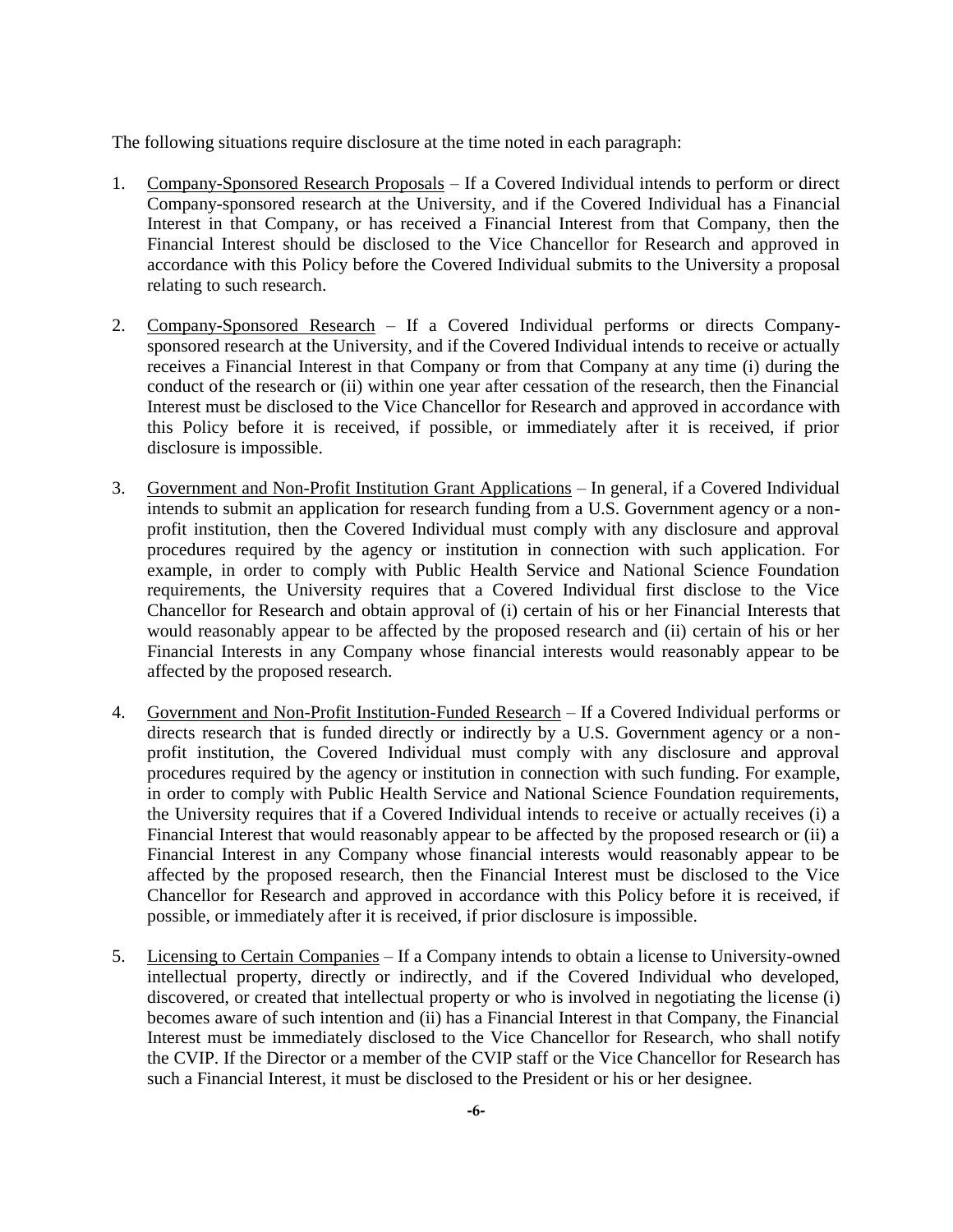The following situations require disclosure at the time noted in each paragraph:

1. Company-Sponsored Research Proposals – If a Covered Individual intends to perform or direct Company-sponsored research at the University, and if the Covered Individual has a Financial Interest in that Company, or has received a Financial Interest from that Company, then the Financial Interest should be disclosed to the Vice Chancellor for Research and approved in accordance with this Policy before the Covered Individual submits to the University a proposal relating to such research.

2. Company-Sponsored Research – If a Covered Individual performs or directs Company-sponsored research at the University, and if the Covered Individual intends to receive or actually receives a Financial Interest in that Company or from that Company at any time (i) during the conduct of the research or (ii) within one year after cessation of the research, then the Financial Interest must be disclosed to the Vice Chancellor for Research and approved in accordance with this Policy before it is received, if possible, or immediately after it is received, if prior disclosure is impossible.

3. Government and Non-Profit Institution Grant Applications – In general, if a Covered Individual intends to submit an application for research funding from a U.S. Government agency or a non-profit institution, then the Covered Individual must comply with any disclosure and approval procedures required by the agency or institution in connection with such application. For example, in order to comply with Public Health Service and National Science Foundation requirements, the University requires that a Covered Individual first disclose to the Vice Chancellor for Research and obtain approval of (i) certain of his or her Financial Interests that would reasonably appear to be affected by the proposed research and (ii) certain of his or her Financial Interests in any Company whose financial interests would reasonably appear to be affected by the proposed research.

4. Government and Non-Profit Institution-Funded Research – If a Covered Individual performs or directs research that is funded directly or indirectly by a U.S. Government agency or a non-profit institution, the Covered Individual must comply with any disclosure and approval procedures required by the agency or institution in connection with such funding. For example, in order to comply with Public Health Service and National Science Foundation requirements, the University requires that if a Covered Individual intends to receive or actually receives (i) a Financial Interest that would reasonably appear to be affected by the proposed research or (ii) a Financial Interest in any Company whose financial interests would reasonably appear to be affected by the proposed research, then the Financial Interest must be disclosed to the Vice Chancellor for Research and approved in accordance with this Policy before it is received, if possible, or immediately after it is received, if prior disclosure is impossible.

5. Licensing to Certain Companies – If a Company intends to obtain a license to University-owned intellectual property, directly or indirectly, and if the Covered Individual who developed, discovered, or created that intellectual property or who is involved in negotiating the license (i) becomes aware of such intention and (ii) has a Financial Interest in that Company, the Financial Interest must be immediately disclosed to the Vice Chancellor for Research, who shall notify the CVIP. If the Director or a member of the CVIP staff or the Vice Chancellor for Research has such a Financial Interest, it must be disclosed to the President or his or her designee.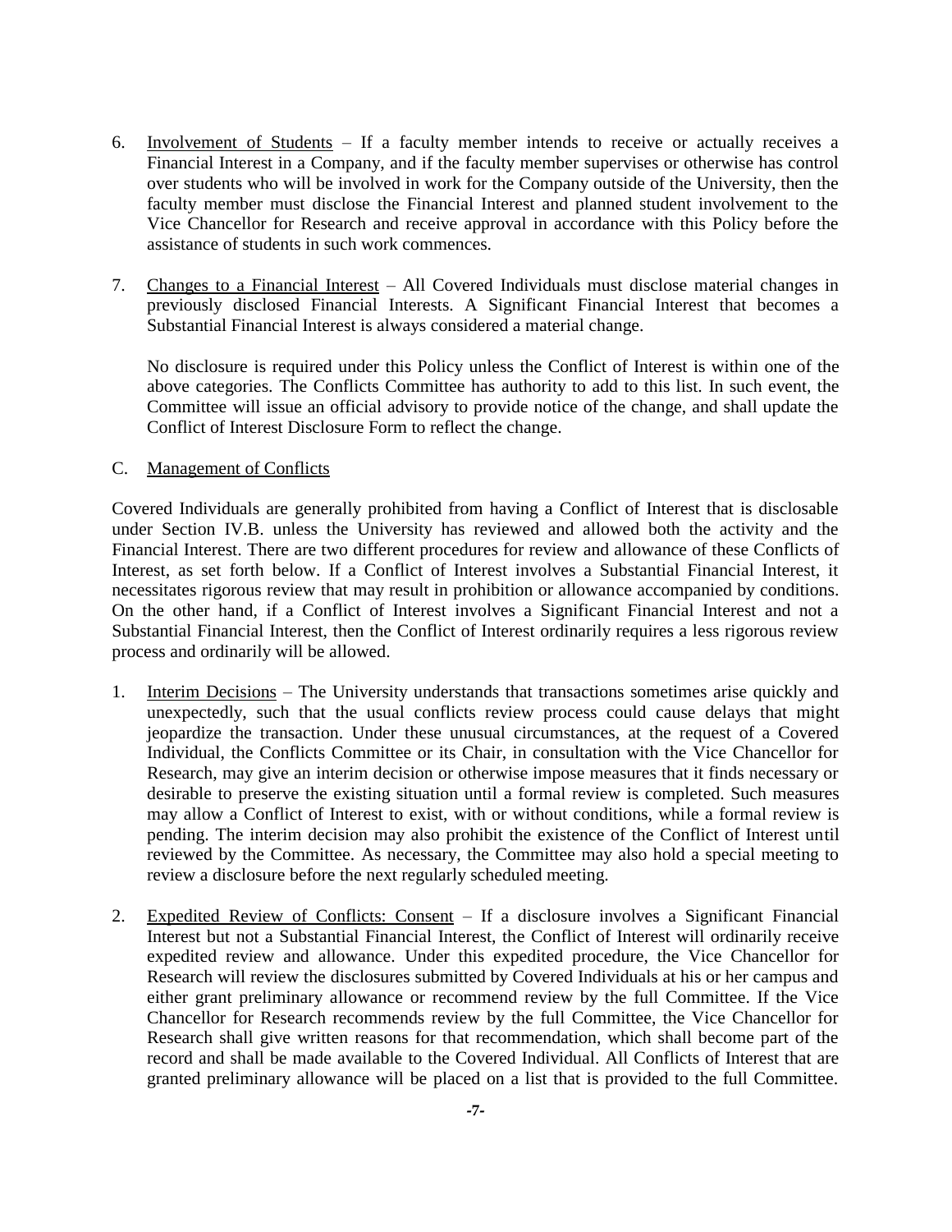6. Involvement of Students – If a faculty member intends to receive or actually receives a Financial Interest in a Company, and if the faculty member supervises or otherwise has control over students who will be involved in work for the Company outside of the University, then the faculty member must disclose the Financial Interest and planned student involvement to the Vice Chancellor for Research and receive approval in accordance with this Policy before the assistance of students in such work commences.

7. Changes to a Financial Interest – All Covered Individuals must disclose material changes in previously disclosed Financial Interests. A Significant Financial Interest that becomes a Substantial Financial Interest is always considered a material change.

   No disclosure is required under this Policy unless the Conflict of Interest is within one of the above categories. The Conflicts Committee has authority to add to this list. In such event, the Committee will issue an official advisory to provide notice of the change, and shall update the Conflict of Interest Disclosure Form to reflect the change.

C. Management of Conflicts

Covered Individuals are generally prohibited from having a Conflict of Interest that is disclosable under Section IV.B. unless the University has reviewed and allowed both the activity and the Financial Interest. There are two different procedures for review and allowance of these Conflicts of Interest, as set forth below. If a Conflict of Interest involves a Substantial Financial Interest, it necessitates rigorous review that may result in prohibition or allowance accompanied by conditions. On the other hand, if a Conflict of Interest involves a Significant Financial Interest and not a Substantial Financial Interest, then the Conflict of Interest ordinarily requires a less rigorous review process and ordinarily will be allowed.

1. Interim Decisions – The University understands that transactions sometimes arise quickly and unexpectedly, such that the usual conflicts review process could cause delays that might jeopardize the transaction. Under these unusual circumstances, at the request of a Covered Individual, the Conflicts Committee or its Chair, in consultation with the Vice Chancellor for Research, may give an interim decision or otherwise impose measures that it finds necessary or desirable to preserve the existing situation until a formal review is completed. Such measures may allow a Conflict of Interest to exist, with or without conditions, while a formal review is pending. The interim decision may also prohibit the existence of the Conflict of Interest until reviewed by the Committee. As necessary, the Committee may also hold a special meeting to review a disclosure before the next regularly scheduled meeting.

2. Expedited Review of Conflicts: Consent – If a disclosure involves a Significant Financial Interest but not a Substantial Financial Interest, the Conflict of Interest will ordinarily receive expedited review and allowance. Under this expedited procedure, the Vice Chancellor for Research will review the disclosures submitted by Covered Individuals at his or her campus and either grant preliminary allowance or recommend review by the full Committee. If the Vice Chancellor for Research recommends review by the full Committee, the Vice Chancellor for Research shall give written reasons for that recommendation, which shall become part of the record and shall be made available to the Covered Individual. All Conflicts of Interest that are granted preliminary allowance will be placed on a list that is provided to the full Committee.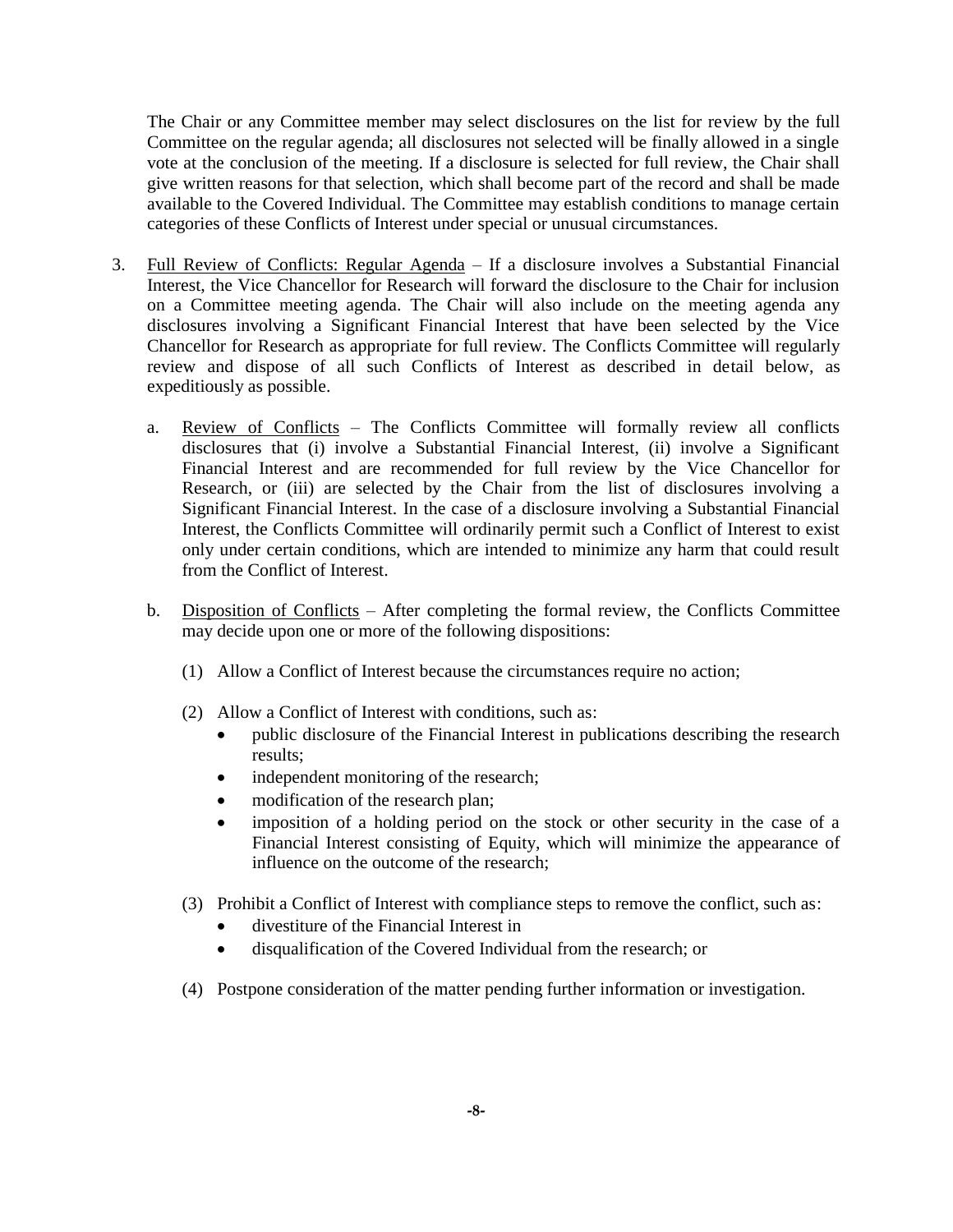The Chair or any Committee member may select disclosures on the list for review by the full Committee on the regular agenda; all disclosures not selected will be finally allowed in a single vote at the conclusion of the meeting. If a disclosure is selected for full review, the Chair shall give written reasons for that selection, which shall become part of the record and shall be made available to the Covered Individual. The Committee may establish conditions to manage certain categories of these Conflicts of Interest under special or unusual circumstances.

3. <u>Full Review of Conflicts: Regular Agenda</u> – If a disclosure involves a Substantial Financial Interest, the Vice Chancellor for Research will forward the disclosure to the Chair for inclusion on a Committee meeting agenda. The Chair will also include on the meeting agenda any disclosures involving a Significant Financial Interest that have been selected by the Vice Chancellor for Research as appropriate for full review. The Conflicts Committee will regularly review and dispose of all such Conflicts of Interest as described in detail below, as expeditiously as possible.

   a. <u>Review of Conflicts</u> – The Conflicts Committee will formally review all conflicts disclosures that (i) involve a Substantial Financial Interest, (ii) involve a Significant Financial Interest and are recommended for full review by the Vice Chancellor for Research, or (iii) are selected by the Chair from the list of disclosures involving a Significant Financial Interest. In the case of a disclosure involving a Substantial Financial Interest, the Conflicts Committee will ordinarily permit such a Conflict of Interest to exist only under certain conditions, which are intended to minimize any harm that could result from the Conflict of Interest.

   b. <u>Disposition of Conflicts</u> – After completing the formal review, the Conflicts Committee may decide upon one or more of the following dispositions:

      (1) Allow a Conflict of Interest because the circumstances require no action;

      (2) Allow a Conflict of Interest with conditions, such as:
      - public disclosure of the Financial Interest in publications describing the research results;
      - independent monitoring of the research;
      - modification of the research plan;
      - imposition of a holding period on the stock or other security in the case of a Financial Interest consisting of Equity, which will minimize the appearance of influence on the outcome of the research;

      (3) Prohibit a Conflict of Interest with compliance steps to remove the conflict, such as:
      - divestiture of the Financial Interest in
      - disqualification of the Covered Individual from the research; or

      (4) Postpone consideration of the matter pending further information or investigation.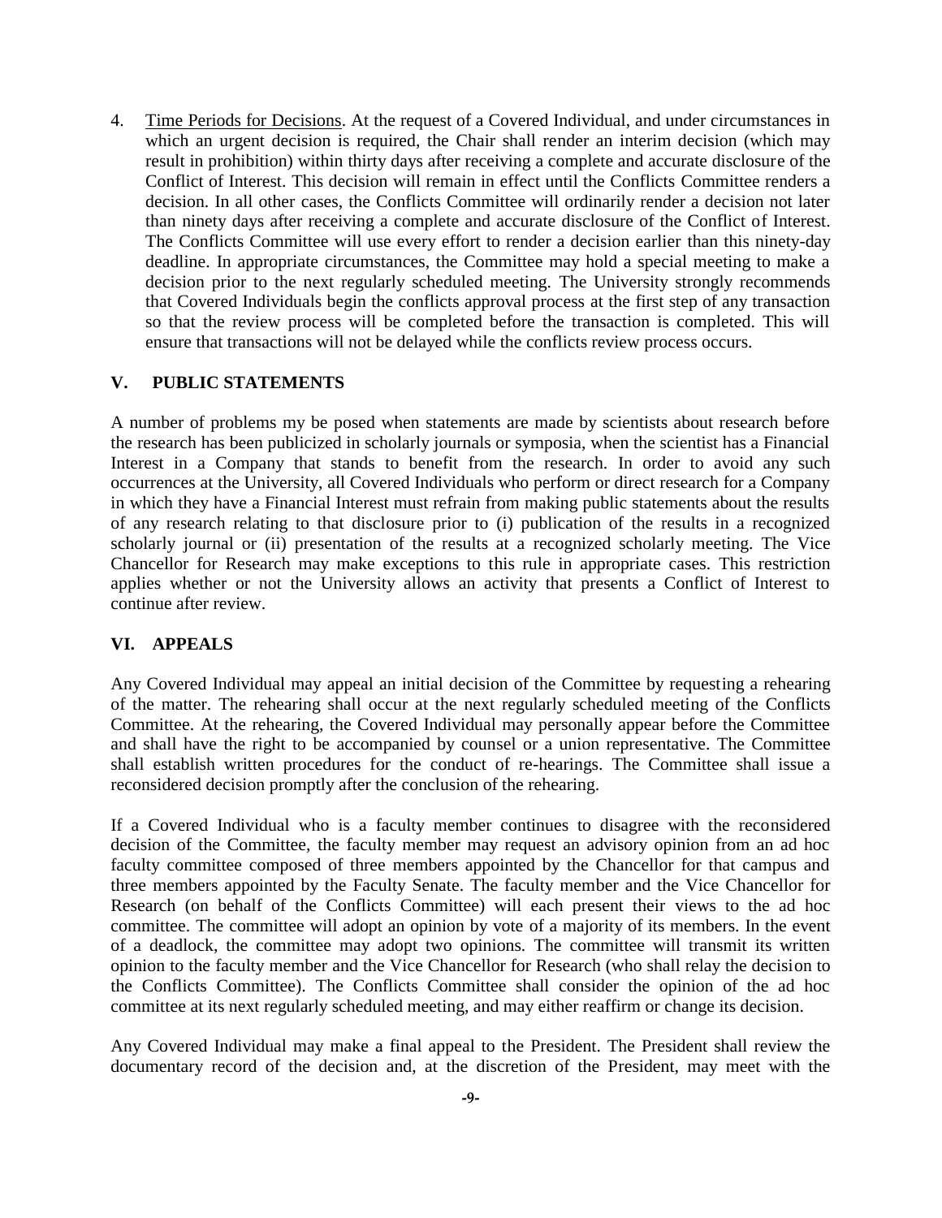4. Time Periods for Decisions. At the request of a Covered Individual, and under circumstances in which an urgent decision is required, the Chair shall render an interim decision (which may result in prohibition) within thirty days after receiving a complete and accurate disclosure of the Conflict of Interest. This decision will remain in effect until the Conflicts Committee renders a decision. In all other cases, the Conflicts Committee will ordinarily render a decision not later than ninety days after receiving a complete and accurate disclosure of the Conflict of Interest. The Conflicts Committee will use every effort to render a decision earlier than this ninety-day deadline. In appropriate circumstances, the Committee may hold a special meeting to make a decision prior to the next regularly scheduled meeting. The University strongly recommends that Covered Individuals begin the conflicts approval process at the first step of any transaction so that the review process will be completed before the transaction is completed. This will ensure that transactions will not be delayed while the conflicts review process occurs.

## V. PUBLIC STATEMENTS

A number of problems my be posed when statements are made by scientists about research before the research has been publicized in scholarly journals or symposia, when the scientist has a Financial Interest in a Company that stands to benefit from the research. In order to avoid any such occurrences at the University, all Covered Individuals who perform or direct research for a Company in which they have a Financial Interest must refrain from making public statements about the results of any research relating to that disclosure prior to (i) publication of the results in a recognized scholarly journal or (ii) presentation of the results at a recognized scholarly meeting. The Vice Chancellor for Research may make exceptions to this rule in appropriate cases. This restriction applies whether or not the University allows an activity that presents a Conflict of Interest to continue after review.

## VI. APPEALS

Any Covered Individual may appeal an initial decision of the Committee by requesting a rehearing of the matter. The rehearing shall occur at the next regularly scheduled meeting of the Conflicts Committee. At the rehearing, the Covered Individual may personally appear before the Committee and shall have the right to be accompanied by counsel or a union representative. The Committee shall establish written procedures for the conduct of re-hearings. The Committee shall issue a reconsidered decision promptly after the conclusion of the rehearing.

If a Covered Individual who is a faculty member continues to disagree with the reconsidered decision of the Committee, the faculty member may request an advisory opinion from an ad hoc faculty committee composed of three members appointed by the Chancellor for that campus and three members appointed by the Faculty Senate. The faculty member and the Vice Chancellor for Research (on behalf of the Conflicts Committee) will each present their views to the ad hoc committee. The committee will adopt an opinion by vote of a majority of its members. In the event of a deadlock, the committee may adopt two opinions. The committee will transmit its written opinion to the faculty member and the Vice Chancellor for Research (who shall relay the decision to the Conflicts Committee). The Conflicts Committee shall consider the opinion of the ad hoc committee at its next regularly scheduled meeting, and may either reaffirm or change its decision.

Any Covered Individual may make a final appeal to the President. The President shall review the documentary record of the decision and, at the discretion of the President, may meet with the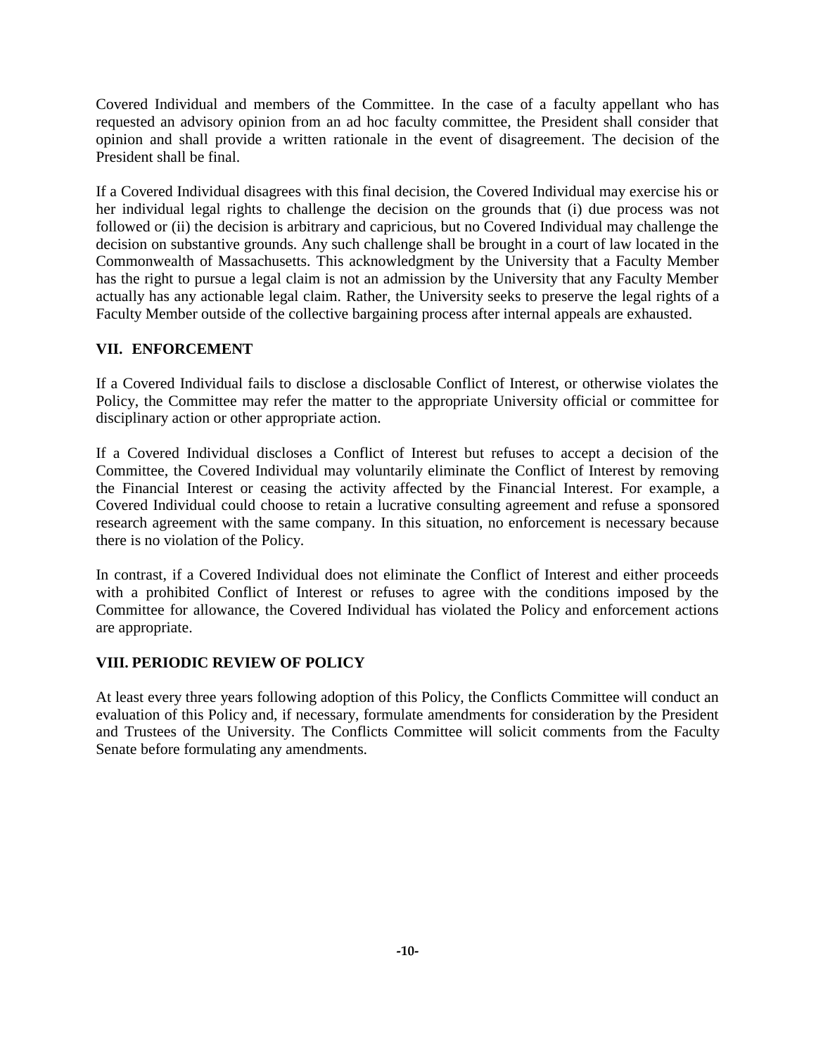Covered Individual and members of the Committee. In the case of a faculty appellant who has requested an advisory opinion from an ad hoc faculty committee, the President shall consider that opinion and shall provide a written rationale in the event of disagreement. The decision of the President shall be final.

If a Covered Individual disagrees with this final decision, the Covered Individual may exercise his or her individual legal rights to challenge the decision on the grounds that (i) due process was not followed or (ii) the decision is arbitrary and capricious, but no Covered Individual may challenge the decision on substantive grounds. Any such challenge shall be brought in a court of law located in the Commonwealth of Massachusetts. This acknowledgment by the University that a Faculty Member has the right to pursue a legal claim is not an admission by the University that any Faculty Member actually has any actionable legal claim. Rather, the University seeks to preserve the legal rights of a Faculty Member outside of the collective bargaining process after internal appeals are exhausted.

## VII. ENFORCEMENT

If a Covered Individual fails to disclose a disclosable Conflict of Interest, or otherwise violates the Policy, the Committee may refer the matter to the appropriate University official or committee for disciplinary action or other appropriate action.

If a Covered Individual discloses a Conflict of Interest but refuses to accept a decision of the Committee, the Covered Individual may voluntarily eliminate the Conflict of Interest by removing the Financial Interest or ceasing the activity affected by the Financial Interest. For example, a Covered Individual could choose to retain a lucrative consulting agreement and refuse a sponsored research agreement with the same company. In this situation, no enforcement is necessary because there is no violation of the Policy.

In contrast, if a Covered Individual does not eliminate the Conflict of Interest and either proceeds with a prohibited Conflict of Interest or refuses to agree with the conditions imposed by the Committee for allowance, the Covered Individual has violated the Policy and enforcement actions are appropriate.

## VIII. PERIODIC REVIEW OF POLICY

At least every three years following adoption of this Policy, the Conflicts Committee will conduct an evaluation of this Policy and, if necessary, formulate amendments for consideration by the President and Trustees of the University. The Conflicts Committee will solicit comments from the Faculty Senate before formulating any amendments.